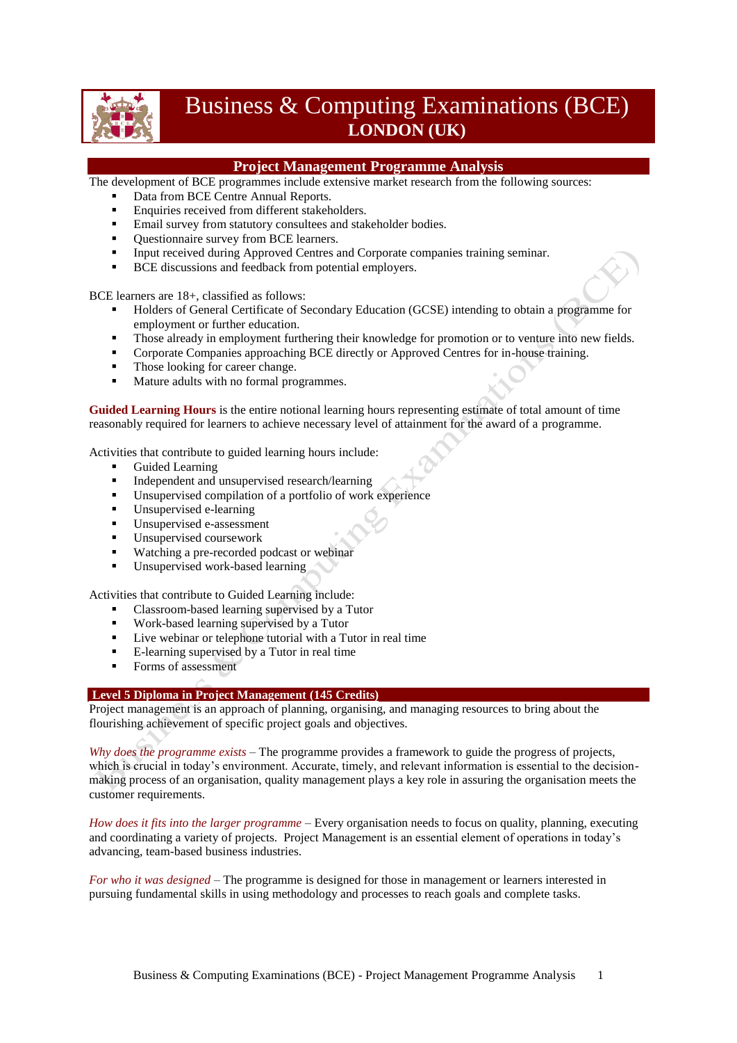# Business & Computing Examinations (BCE)
## LONDON (UK)

## Project Management Programme Analysis

The development of BCE programmes include extensive market research from the following sources:

- Data from BCE Centre Annual Reports.
- Enquiries received from different stakeholders.
- Email survey from statutory consultees and stakeholder bodies.
- Questionnaire survey from BCE learners.
- Input received during Approved Centres and Corporate companies training seminar.
- BCE discussions and feedback from potential employers.

BCE learners are 18+, classified as follows:

- Holders of General Certificate of Secondary Education (GCSE) intending to obtain a programme for employment or further education.
- Those already in employment furthering their knowledge for promotion or to venture into new fields.
- Corporate Companies approaching BCE directly or Approved Centres for in-house training.
- Those looking for career change.
- Mature adults with no formal programmes.

**Guided Learning Hours** is the entire notional learning hours representing estimate of total amount of time reasonably required for learners to achieve necessary level of attainment for the award of a programme.

Activities that contribute to guided learning hours include:

- Guided Learning
- Independent and unsupervised research/learning
- Unsupervised compilation of a portfolio of work experience
- Unsupervised e-learning
- Unsupervised e-assessment
- Unsupervised coursework
- Watching a pre-recorded podcast or webinar
- Unsupervised work-based learning

Activities that contribute to Guided Learning include:

- Classroom-based learning supervised by a Tutor
- Work-based learning supervised by a Tutor
- Live webinar or telephone tutorial with a Tutor in real time
- E-learning supervised by a Tutor in real time
- Forms of assessment

## Level 5 Diploma in Project Management (145 Credits)

Project management is an approach of planning, organising, and managing resources to bring about the flourishing achievement of specific project goals and objectives.

*Why does the programme exists* – The programme provides a framework to guide the progress of projects, which is crucial in today's environment. Accurate, timely, and relevant information is essential to the decision-making process of an organisation, quality management plays a key role in assuring the organisation meets the customer requirements.

*How does it fits into the larger programme* – Every organisation needs to focus on quality, planning, executing and coordinating a variety of projects. Project Management is an essential element of operations in today's advancing, team-based business industries.

*For who it was designed* – The programme is designed for those in management or learners interested in pursuing fundamental skills in using methodology and processes to reach goals and complete tasks.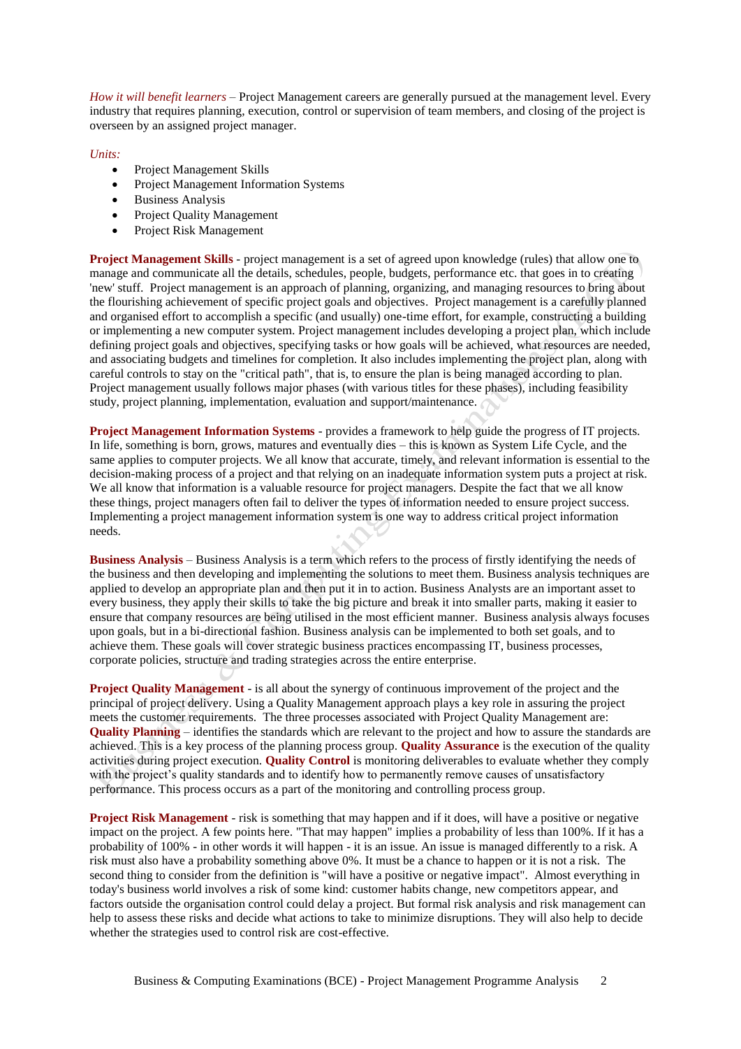*How it will benefit learners* – Project Management careers are generally pursued at the management level. Every industry that requires planning, execution, control or supervision of team members, and closing of the project is overseen by an assigned project manager.

*Units:*

- Project Management Skills
- Project Management Information Systems
- Business Analysis
- Project Quality Management
- Project Risk Management

**Project Management Skills** - project management is a set of agreed upon knowledge (rules) that allow one to manage and communicate all the details, schedules, people, budgets, performance etc. that goes in to creating 'new' stuff. Project management is an approach of planning, organizing, and managing resources to bring about the flourishing achievement of specific project goals and objectives. Project management is a carefully planned and organised effort to accomplish a specific (and usually) one-time effort, for example, constructing a building or implementing a new computer system. Project management includes developing a project plan, which include defining project goals and objectives, specifying tasks or how goals will be achieved, what resources are needed, and associating budgets and timelines for completion. It also includes implementing the project plan, along with careful controls to stay on the "critical path", that is, to ensure the plan is being managed according to plan. Project management usually follows major phases (with various titles for these phases), including feasibility study, project planning, implementation, evaluation and support/maintenance.

**Project Management Information Systems** - provides a framework to help guide the progress of IT projects. In life, something is born, grows, matures and eventually dies – this is known as System Life Cycle, and the same applies to computer projects. We all know that accurate, timely, and relevant information is essential to the decision-making process of a project and that relying on an inadequate information system puts a project at risk. We all know that information is a valuable resource for project managers. Despite the fact that we all know these things, project managers often fail to deliver the types of information needed to ensure project success. Implementing a project management information system is one way to address critical project information needs.

**Business Analysis** – Business Analysis is a term which refers to the process of firstly identifying the needs of the business and then developing and implementing the solutions to meet them. Business analysis techniques are applied to develop an appropriate plan and then put it in to action. Business Analysts are an important asset to every business, they apply their skills to take the big picture and break it into smaller parts, making it easier to ensure that company resources are being utilised in the most efficient manner. Business analysis always focuses upon goals, but in a bi-directional fashion. Business analysis can be implemented to both set goals, and to achieve them. These goals will cover strategic business practices encompassing IT, business processes, corporate policies, structure and trading strategies across the entire enterprise.

**Project Quality Management** - is all about the synergy of continuous improvement of the project and the principal of project delivery. Using a Quality Management approach plays a key role in assuring the project meets the customer requirements. The three processes associated with Project Quality Management are: **Quality Planning** – identifies the standards which are relevant to the project and how to assure the standards are achieved. This is a key process of the planning process group. **Quality Assurance** is the execution of the quality activities during project execution. **Quality Control** is monitoring deliverables to evaluate whether they comply with the project's quality standards and to identify how to permanently remove causes of unsatisfactory performance. This process occurs as a part of the monitoring and controlling process group.

**Project Risk Management** - risk is something that may happen and if it does, will have a positive or negative impact on the project. A few points here. "That may happen" implies a probability of less than 100%. If it has a probability of 100% - in other words it will happen - it is an issue. An issue is managed differently to a risk. A risk must also have a probability something above 0%. It must be a chance to happen or it is not a risk. The second thing to consider from the definition is "will have a positive or negative impact". Almost everything in today's business world involves a risk of some kind: customer habits change, new competitors appear, and factors outside the organisation control could delay a project. But formal risk analysis and risk management can help to assess these risks and decide what actions to take to minimize disruptions. They will also help to decide whether the strategies used to control risk are cost-effective.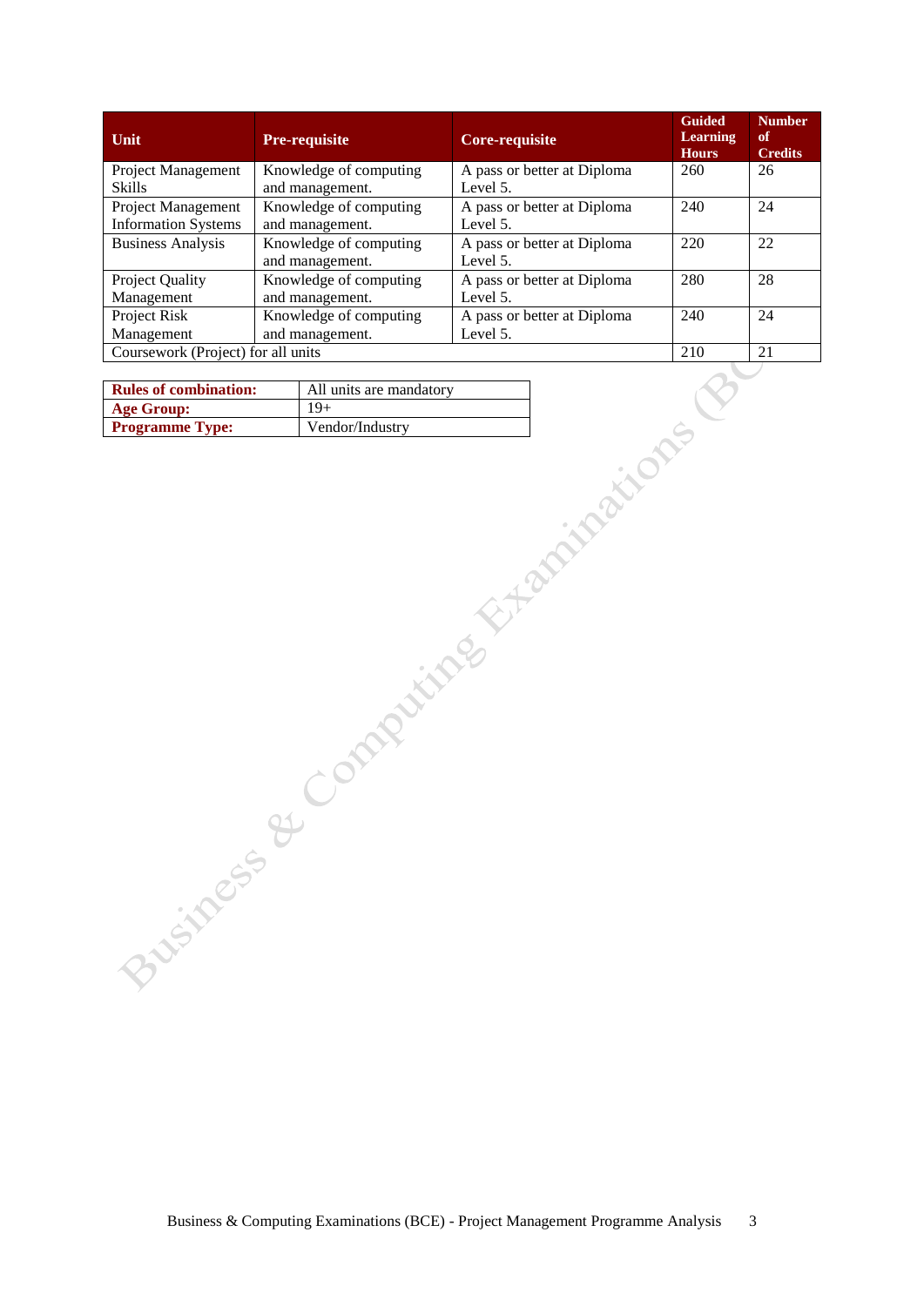| Unit | Pre-requisite | Core-requisite | Guided Learning Hours | Number of Credits |
|---|---|---|---|---|
| Project Management Skills | Knowledge of computing and management. | A pass or better at Diploma Level 5. | 260 | 26 |
| Project Management Information Systems | Knowledge of computing and management. | A pass or better at Diploma Level 5. | 240 | 24 |
| Business Analysis | Knowledge of computing and management. | A pass or better at Diploma Level 5. | 220 | 22 |
| Project Quality Management | Knowledge of computing and management. | A pass or better at Diploma Level 5. | 280 | 28 |
| Project Risk Management | Knowledge of computing and management. | A pass or better at Diploma Level 5. | 240 | 24 |
| Coursework (Project) for all units | | | 210 | 21 |

| | |
|---|---|
| **Rules of combination:** | All units are mandatory |
| **Age Group:** | 19+ |
| **Programme Type:** | Vendor/Industry |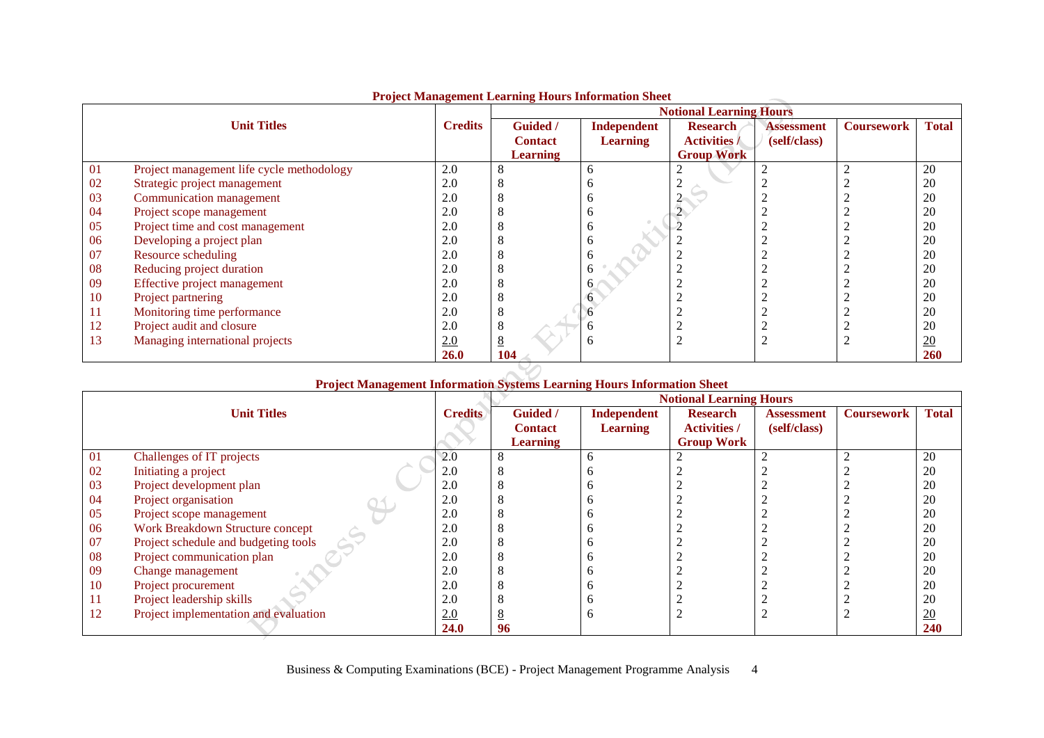**Project Management Learning Hours Information Sheet**

| | Unit Titles | Credits | Notional Learning Hours | | | | | |
|---|---|---|---|---|---|---|---|---|
| | | | Guided / Contact Learning | Independent Learning | Research Activities / Group Work | Assessment (self/class) | Coursework | Total |
| 01 | Project management life cycle methodology | 2.0 | 8 | 6 | 2 | 2 | 2 | 20 |
| 02 | Strategic project management | 2.0 | 8 | 6 | 2 | 2 | 2 | 20 |
| 03 | Communication management | 2.0 | 8 | 6 | 2 | 2 | 2 | 20 |
| 04 | Project scope management | 2.0 | 8 | 6 | 2 | 2 | 2 | 20 |
| 05 | Project time and cost management | 2.0 | 8 | 6 | 2 | 2 | 2 | 20 |
| 06 | Developing a project plan | 2.0 | 8 | 6 | 2 | 2 | 2 | 20 |
| 07 | Resource scheduling | 2.0 | 8 | 6 | 2 | 2 | 2 | 20 |
| 08 | Reducing project duration | 2.0 | 8 | 6 | 2 | 2 | 2 | 20 |
| 09 | Effective project management | 2.0 | 8 | 6 | 2 | 2 | 2 | 20 |
| 10 | Project partnering | 2.0 | 8 | 6 | 2 | 2 | 2 | 20 |
| 11 | Monitoring time performance | 2.0 | 8 | 6 | 2 | 2 | 2 | 20 |
| 12 | Project audit and closure | 2.0 | 8 | 6 | 2 | 2 | 2 | 20 |
| 13 | Managing international projects | 2.0 | 8 | 6 | 2 | 2 | 2 | 20 |
| | | **26.0** | **104** | | | | | **260** |

**Project Management Information Systems Learning Hours Information Sheet**

| | Unit Titles | Credits | Notional Learning Hours | | | | | |
|---|---|---|---|---|---|---|---|---|
| | | | Guided / Contact Learning | Independent Learning | Research Activities / Group Work | Assessment (self/class) | Coursework | Total |
| 01 | Challenges of IT projects | 2.0 | 8 | 6 | 2 | 2 | 2 | 20 |
| 02 | Initiating a project | 2.0 | 8 | 6 | 2 | 2 | 2 | 20 |
| 03 | Project development plan | 2.0 | 8 | 6 | 2 | 2 | 2 | 20 |
| 04 | Project organisation | 2.0 | 8 | 6 | 2 | 2 | 2 | 20 |
| 05 | Project scope management | 2.0 | 8 | 6 | 2 | 2 | 2 | 20 |
| 06 | Work Breakdown Structure concept | 2.0 | 8 | 6 | 2 | 2 | 2 | 20 |
| 07 | Project schedule and budgeting tools | 2.0 | 8 | 6 | 2 | 2 | 2 | 20 |
| 08 | Project communication plan | 2.0 | 8 | 6 | 2 | 2 | 2 | 20 |
| 09 | Change management | 2.0 | 8 | 6 | 2 | 2 | 2 | 20 |
| 10 | Project procurement | 2.0 | 8 | 6 | 2 | 2 | 2 | 20 |
| 11 | Project leadership skills | 2.0 | 8 | 6 | 2 | 2 | 2 | 20 |
| 12 | Project implementation and evaluation | 2.0 | 8 | 6 | 2 | 2 | 2 | 20 |
| | | **24.0** | **96** | | | | | **240** |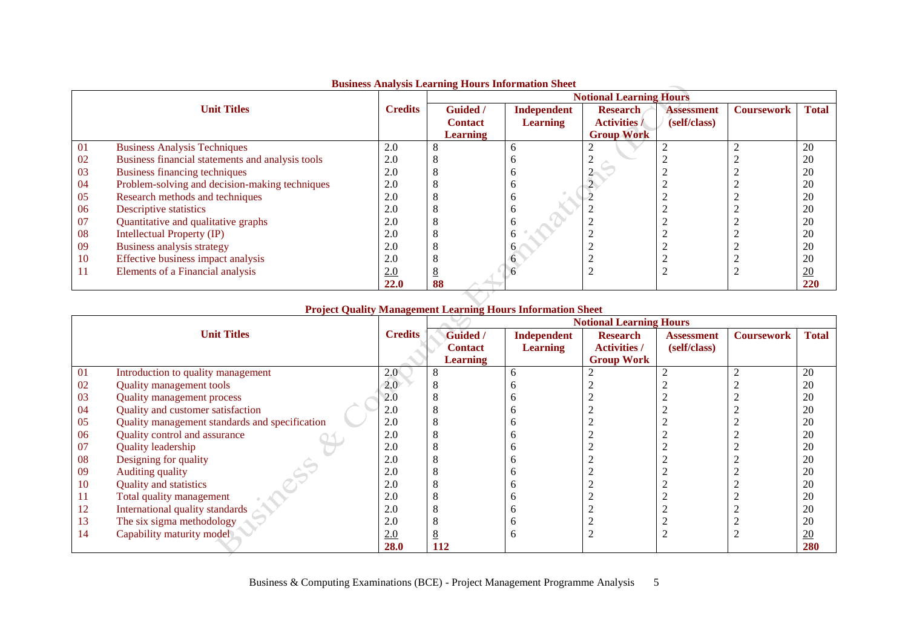**Business Analysis Learning Hours Information Sheet**

| | Unit Titles | Credits | Notional Learning Hours | | | | | |
|---|---|---|---|---|---|---|---|---|
| | | | Guided / Contact Learning | Independent Learning | Research Activities / Group Work | Assessment (self/class) | Coursework | Total |
| 01 | Business Analysis Techniques | 2.0 | 8 | 6 | 2 | 2 | 2 | 20 |
| 02 | Business financial statements and analysis tools | 2.0 | 8 | 6 | 2 | 2 | 2 | 20 |
| 03 | Business financing techniques | 2.0 | 8 | 6 | 2 | 2 | 2 | 20 |
| 04 | Problem-solving and decision-making techniques | 2.0 | 8 | 6 | 2 | 2 | 2 | 20 |
| 05 | Research methods and techniques | 2.0 | 8 | 6 | 2 | 2 | 2 | 20 |
| 06 | Descriptive statistics | 2.0 | 8 | 6 | 2 | 2 | 2 | 20 |
| 07 | Quantitative and qualitative graphs | 2.0 | 8 | 6 | 2 | 2 | 2 | 20 |
| 08 | Intellectual Property (IP) | 2.0 | 8 | 6 | 2 | 2 | 2 | 20 |
| 09 | Business analysis strategy | 2.0 | 8 | 6 | 2 | 2 | 2 | 20 |
| 10 | Effective business impact analysis | 2.0 | 8 | 6 | 2 | 2 | 2 | 20 |
| 11 | Elements of a Financial analysis | 2.0 | 8 | 6 | 2 | 2 | 2 | 20 |
| | | **22.0** | **88** | | | | | **220** |

**Project Quality Management Learning Hours Information Sheet**

| | Unit Titles | Credits | Notional Learning Hours | | | | | |
|---|---|---|---|---|---|---|---|---|
| | | | Guided / Contact Learning | Independent Learning | Research Activities / Group Work | Assessment (self/class) | Coursework | Total |
| 01 | Introduction to quality management | 2.0 | 8 | 6 | 2 | 2 | 2 | 20 |
| 02 | Quality management tools | 2.0 | 8 | 6 | 2 | 2 | 2 | 20 |
| 03 | Quality management process | 2.0 | 8 | 6 | 2 | 2 | 2 | 20 |
| 04 | Quality and customer satisfaction | 2.0 | 8 | 6 | 2 | 2 | 2 | 20 |
| 05 | Quality management standards and specification | 2.0 | 8 | 6 | 2 | 2 | 2 | 20 |
| 06 | Quality control and assurance | 2.0 | 8 | 6 | 2 | 2 | 2 | 20 |
| 07 | Quality leadership | 2.0 | 8 | 6 | 2 | 2 | 2 | 20 |
| 08 | Designing for quality | 2.0 | 8 | 6 | 2 | 2 | 2 | 20 |
| 09 | Auditing quality | 2.0 | 8 | 6 | 2 | 2 | 2 | 20 |
| 10 | Quality and statistics | 2.0 | 8 | 6 | 2 | 2 | 2 | 20 |
| 11 | Total quality management | 2.0 | 8 | 6 | 2 | 2 | 2 | 20 |
| 12 | International quality standards | 2.0 | 8 | 6 | 2 | 2 | 2 | 20 |
| 13 | The six sigma methodology | 2.0 | 8 | 6 | 2 | 2 | 2 | 20 |
| 14 | Capability maturity model | 2.0 | 8 | 6 | 2 | 2 | 2 | 20 |
| | | **28.0** | **112** | | | | | **280** |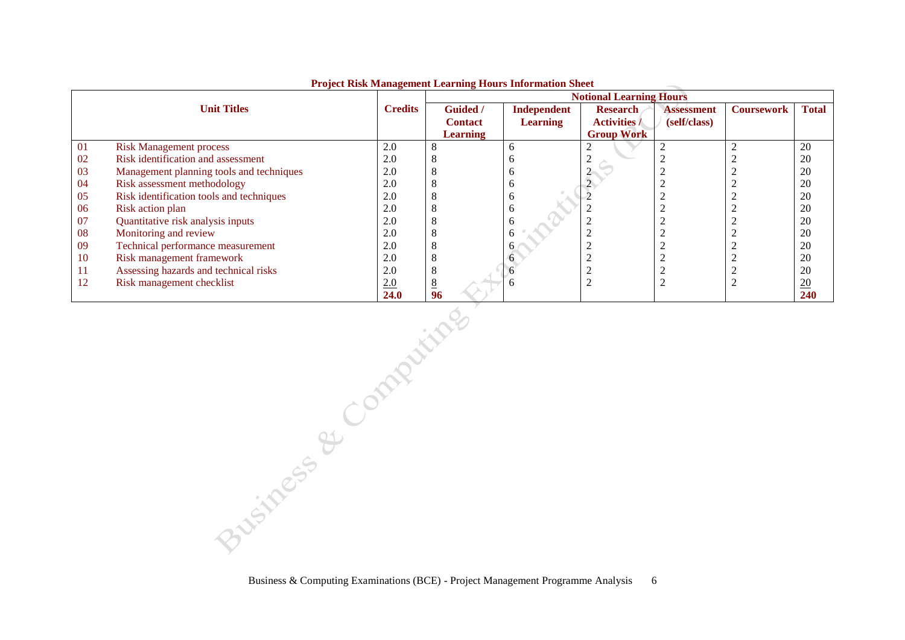**Project Risk Management Learning Hours Information Sheet**

| | Unit Titles | Credits | Notional Learning Hours | | | | | |
|---|---|---|---|---|---|---|---|---|
| | | | Guided / Contact Learning | Independent Learning | Research Activities / Group Work | Assessment (self/class) | Coursework | Total |
| 01 | Risk Management process | 2.0 | 8 | 6 | 2 | 2 | 2 | 20 |
| 02 | Risk identification and assessment | 2.0 | 8 | 6 | 2 | 2 | 2 | 20 |
| 03 | Management planning tools and techniques | 2.0 | 8 | 6 | 2 | 2 | 2 | 20 |
| 04 | Risk assessment methodology | 2.0 | 8 | 6 | 2 | 2 | 2 | 20 |
| 05 | Risk identification tools and techniques | 2.0 | 8 | 6 | 2 | 2 | 2 | 20 |
| 06 | Risk action plan | 2.0 | 8 | 6 | 2 | 2 | 2 | 20 |
| 07 | Quantitative risk analysis inputs | 2.0 | 8 | 6 | 2 | 2 | 2 | 20 |
| 08 | Monitoring and review | 2.0 | 8 | 6 | 2 | 2 | 2 | 20 |
| 09 | Technical performance measurement | 2.0 | 8 | 6 | 2 | 2 | 2 | 20 |
| 10 | Risk management framework | 2.0 | 8 | 6 | 2 | 2 | 2 | 20 |
| 11 | Assessing hazards and technical risks | 2.0 | 8 | 6 | 2 | 2 | 2 | 20 |
| 12 | Risk management checklist | 2.0 | 8 | 6 | 2 | 2 | 2 | 20 |
| | | **24.0** | **96** | | | | | **240** |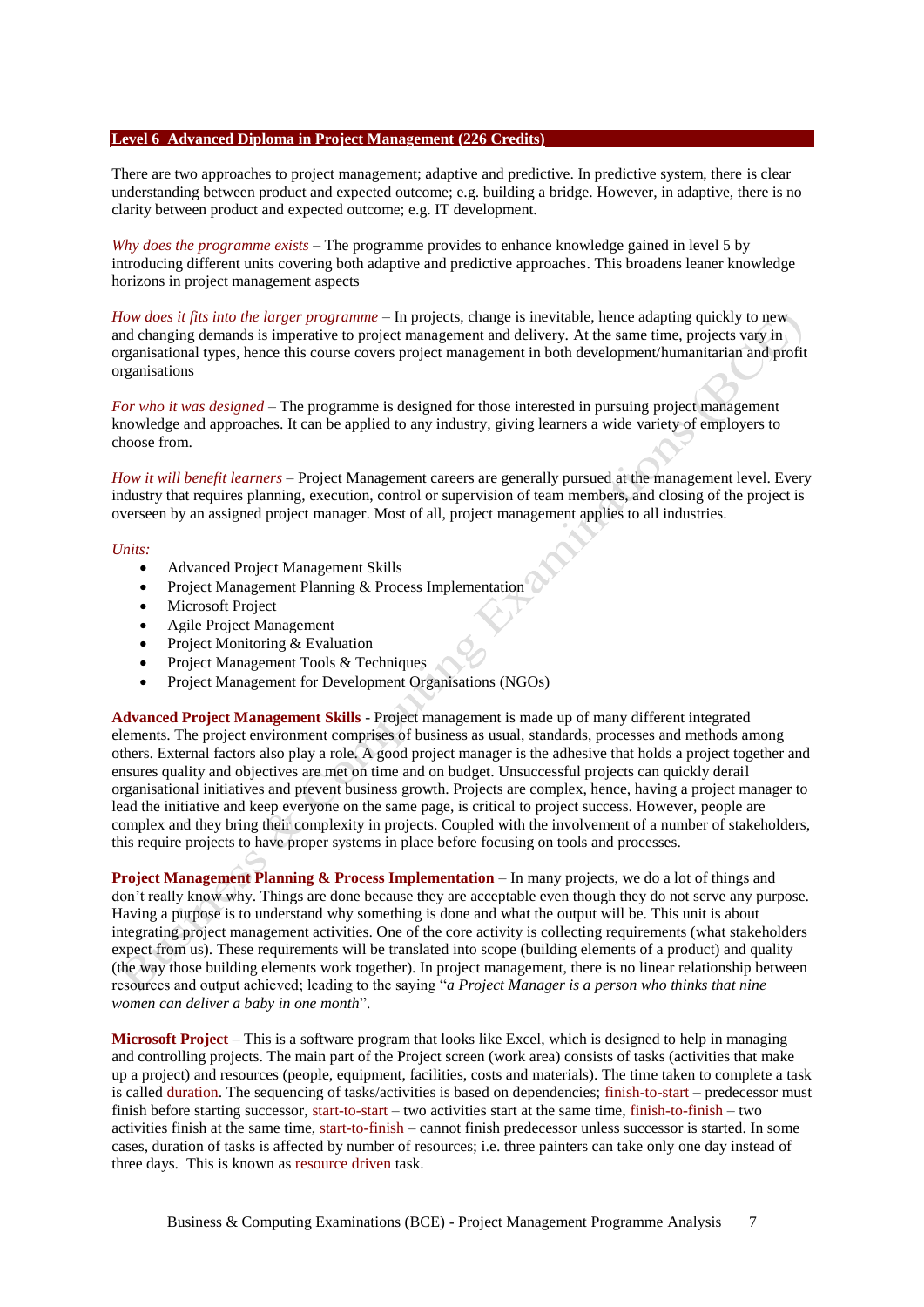## Level 6 Advanced Diploma in Project Management (226 Credits)

There are two approaches to project management; adaptive and predictive. In predictive system, there is clear understanding between product and expected outcome; e.g. building a bridge. However, in adaptive, there is no clarity between product and expected outcome; e.g. IT development.

*Why does the programme exists* – The programme provides to enhance knowledge gained in level 5 by introducing different units covering both adaptive and predictive approaches. This broadens leaner knowledge horizons in project management aspects

*How does it fits into the larger programme* – In projects, change is inevitable, hence adapting quickly to new and changing demands is imperative to project management and delivery. At the same time, projects vary in organisational types, hence this course covers project management in both development/humanitarian and profit organisations

*For who it was designed* – The programme is designed for those interested in pursuing project management knowledge and approaches. It can be applied to any industry, giving learners a wide variety of employers to choose from.

*How it will benefit learners* – Project Management careers are generally pursued at the management level. Every industry that requires planning, execution, control or supervision of team members, and closing of the project is overseen by an assigned project manager. Most of all, project management applies to all industries.

*Units:*

- Advanced Project Management Skills
- Project Management Planning & Process Implementation
- Microsoft Project
- Agile Project Management
- Project Monitoring & Evaluation
- Project Management Tools & Techniques
- Project Management for Development Organisations (NGOs)

**Advanced Project Management Skills** - Project management is made up of many different integrated elements. The project environment comprises of business as usual, standards, processes and methods among others. External factors also play a role. A good project manager is the adhesive that holds a project together and ensures quality and objectives are met on time and on budget. Unsuccessful projects can quickly derail organisational initiatives and prevent business growth. Projects are complex, hence, having a project manager to lead the initiative and keep everyone on the same page, is critical to project success. However, people are complex and they bring their complexity in projects. Coupled with the involvement of a number of stakeholders, this require projects to have proper systems in place before focusing on tools and processes.

**Project Management Planning & Process Implementation** – In many projects, we do a lot of things and don't really know why. Things are done because they are acceptable even though they do not serve any purpose. Having a purpose is to understand why something is done and what the output will be. This unit is about integrating project management activities. One of the core activity is collecting requirements (what stakeholders expect from us). These requirements will be translated into scope (building elements of a product) and quality (the way those building elements work together). In project management, there is no linear relationship between resources and output achieved; leading to the saying "*a Project Manager is a person who thinks that nine women can deliver a baby in one month*".

**Microsoft Project** – This is a software program that looks like Excel, which is designed to help in managing and controlling projects. The main part of the Project screen (work area) consists of tasks (activities that make up a project) and resources (people, equipment, facilities, costs and materials). The time taken to complete a task is called duration. The sequencing of tasks/activities is based on dependencies; finish-to-start – predecessor must finish before starting successor, start-to-start – two activities start at the same time, finish-to-finish – two activities finish at the same time, start-to-finish – cannot finish predecessor unless successor is started. In some cases, duration of tasks is affected by number of resources; i.e. three painters can take only one day instead of three days. This is known as resource driven task.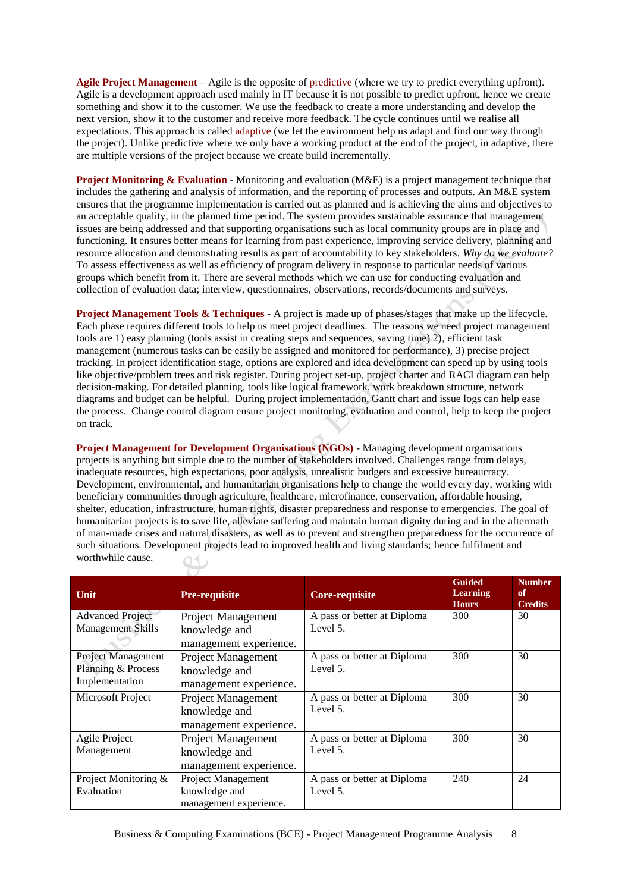**Agile Project Management** – Agile is the opposite of predictive (where we try to predict everything upfront). Agile is a development approach used mainly in IT because it is not possible to predict upfront, hence we create something and show it to the customer. We use the feedback to create a more understanding and develop the next version, show it to the customer and receive more feedback. The cycle continues until we realise all expectations. This approach is called adaptive (we let the environment help us adapt and find our way through the project). Unlike predictive where we only have a working product at the end of the project, in adaptive, there are multiple versions of the project because we create build incrementally.

**Project Monitoring & Evaluation** - Monitoring and evaluation (M&E) is a project management technique that includes the gathering and analysis of information, and the reporting of processes and outputs. An M&E system ensures that the programme implementation is carried out as planned and is achieving the aims and objectives to an acceptable quality, in the planned time period. The system provides sustainable assurance that management issues are being addressed and that supporting organisations such as local community groups are in place and functioning. It ensures better means for learning from past experience, improving service delivery, planning and resource allocation and demonstrating results as part of accountability to key stakeholders. *Why do we evaluate?* To assess effectiveness as well as efficiency of program delivery in response to particular needs of various groups which benefit from it. There are several methods which we can use for conducting evaluation and collection of evaluation data; interview, questionnaires, observations, records/documents and surveys.

**Project Management Tools & Techniques** - A project is made up of phases/stages that make up the lifecycle. Each phase requires different tools to help us meet project deadlines. The reasons we need project management tools are 1) easy planning (tools assist in creating steps and sequences, saving time) 2), efficient task management (numerous tasks can be easily be assigned and monitored for performance), 3) precise project tracking. In project identification stage, options are explored and idea development can speed up by using tools like objective/problem trees and risk register. During project set-up, project charter and RACI diagram can help decision-making. For detailed planning, tools like logical framework, work breakdown structure, network diagrams and budget can be helpful. During project implementation, Gantt chart and issue logs can help ease the process. Change control diagram ensure project monitoring, evaluation and control, help to keep the project on track.

**Project Management for Development Organisations (NGOs)** - Managing development organisations projects is anything but simple due to the number of stakeholders involved. Challenges range from delays, inadequate resources, high expectations, poor analysis, unrealistic budgets and excessive bureaucracy. Development, environmental, and humanitarian organisations help to change the world every day, working with beneficiary communities through agriculture, healthcare, microfinance, conservation, affordable housing, shelter, education, infrastructure, human rights, disaster preparedness and response to emergencies. The goal of humanitarian projects is to save life, alleviate suffering and maintain human dignity during and in the aftermath of man-made crises and natural disasters, as well as to prevent and strengthen preparedness for the occurrence of such situations. Development projects lead to improved health and living standards; hence fulfilment and worthwhile cause.

| Unit | Pre-requisite | Core-requisite | Guided Learning Hours | Number of Credits |
|---|---|---|---|---|
| Advanced Project Management Skills | Project Management knowledge and management experience. | A pass or better at Diploma Level 5. | 300 | 30 |
| Project Management Planning & Process Implementation | Project Management knowledge and management experience. | A pass or better at Diploma Level 5. | 300 | 30 |
| Microsoft Project | Project Management knowledge and management experience. | A pass or better at Diploma Level 5. | 300 | 30 |
| Agile Project Management | Project Management knowledge and management experience. | A pass or better at Diploma Level 5. | 300 | 30 |
| Project Monitoring & Evaluation | Project Management knowledge and management experience. | A pass or better at Diploma Level 5. | 240 | 24 |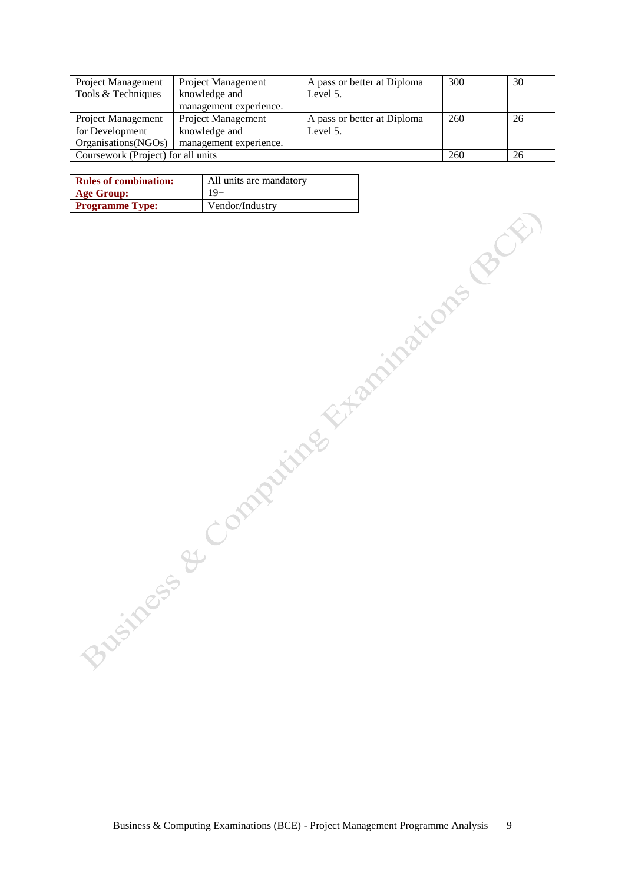| | | | | |
|---|---|---|---|---|
| Project Management Tools & Techniques | Project Management knowledge and management experience. | A pass or better at Diploma Level 5. | 300 | 30 |
| Project Management for Development Organisations(NGOs) | Project Management knowledge and management experience. | A pass or better at Diploma Level 5. | 260 | 26 |
| Coursework (Project) for all units | | | 260 | 26 |

| | |
|---|---|
| **Rules of combination:** | All units are mandatory |
| **Age Group:** | 19+ |
| **Programme Type:** | Vendor/Industry |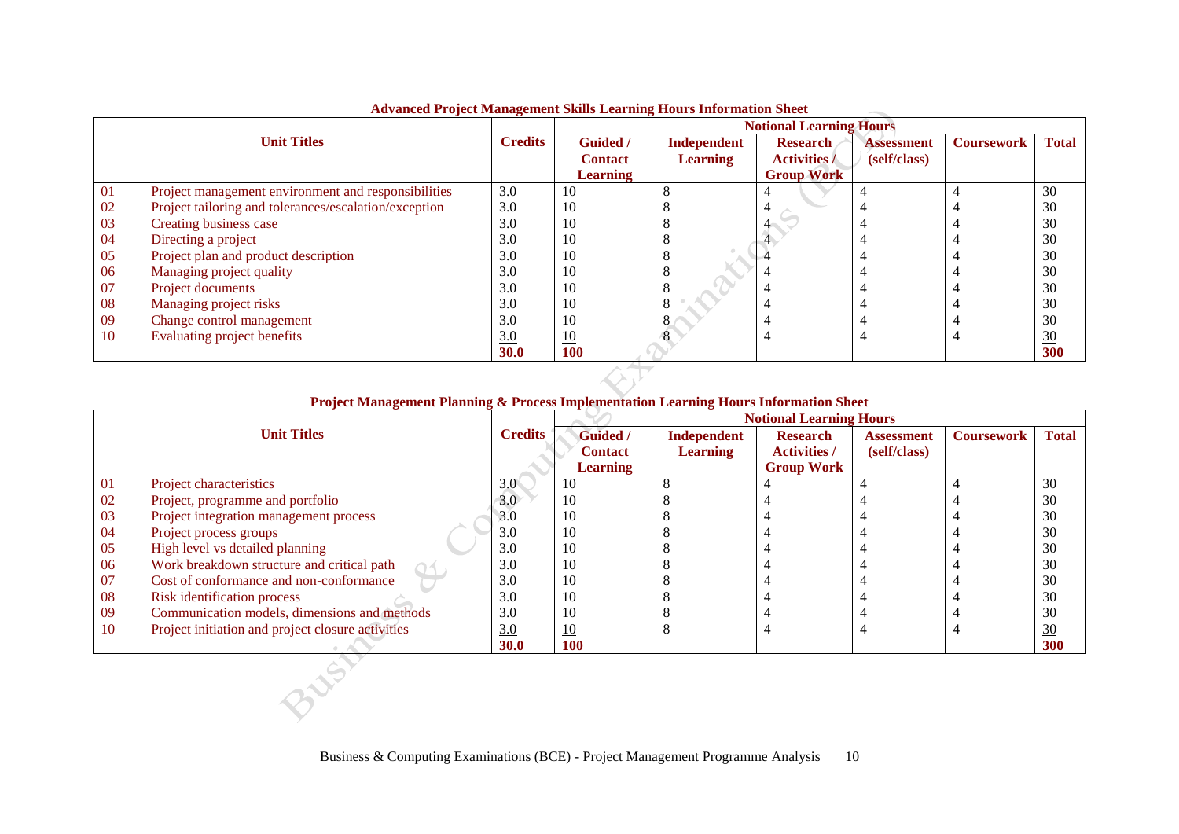### Advanced Project Management Skills Learning Hours Information Sheet

| | Unit Titles | Credits | Notional Learning Hours | | | | | |
|---|---|---|---|---|---|---|---|---|
| | | | Guided / Contact Learning | Independent Learning | Research Activities / Group Work | Assessment (self/class) | Coursework | Total |
| 01 | Project management environment and responsibilities | 3.0 | 10 | 8 | 4 | 4 | 4 | 30 |
| 02 | Project tailoring and tolerances/escalation/exception | 3.0 | 10 | 8 | 4 | 4 | 4 | 30 |
| 03 | Creating business case | 3.0 | 10 | 8 | 4 | 4 | 4 | 30 |
| 04 | Directing a project | 3.0 | 10 | 8 | 4 | 4 | 4 | 30 |
| 05 | Project plan and product description | 3.0 | 10 | 8 | 4 | 4 | 4 | 30 |
| 06 | Managing project quality | 3.0 | 10 | 8 | 4 | 4 | 4 | 30 |
| 07 | Project documents | 3.0 | 10 | 8 | 4 | 4 | 4 | 30 |
| 08 | Managing project risks | 3.0 | 10 | 8 | 4 | 4 | 4 | 30 |
| 09 | Change control management | 3.0 | 10 | 8 | 4 | 4 | 4 | 30 |
| 10 | Evaluating project benefits | 3.0 | 10 | 8 | 4 | 4 | 4 | 30 |
| | | **30.0** | **100** | | | | | **300** |

### Project Management Planning & Process Implementation Learning Hours Information Sheet

| | Unit Titles | Credits | Notional Learning Hours | | | | | |
|---|---|---|---|---|---|---|---|---|
| | | | Guided / Contact Learning | Independent Learning | Research Activities / Group Work | Assessment (self/class) | Coursework | Total |
| 01 | Project characteristics | 3.0 | 10 | 8 | 4 | 4 | 4 | 30 |
| 02 | Project, programme and portfolio | 3.0 | 10 | 8 | 4 | 4 | 4 | 30 |
| 03 | Project integration management process | 3.0 | 10 | 8 | 4 | 4 | 4 | 30 |
| 04 | Project process groups | 3.0 | 10 | 8 | 4 | 4 | 4 | 30 |
| 05 | High level vs detailed planning | 3.0 | 10 | 8 | 4 | 4 | 4 | 30 |
| 06 | Work breakdown structure and critical path | 3.0 | 10 | 8 | 4 | 4 | 4 | 30 |
| 07 | Cost of conformance and non-conformance | 3.0 | 10 | 8 | 4 | 4 | 4 | 30 |
| 08 | Risk identification process | 3.0 | 10 | 8 | 4 | 4 | 4 | 30 |
| 09 | Communication models, dimensions and methods | 3.0 | 10 | 8 | 4 | 4 | 4 | 30 |
| 10 | Project initiation and project closure activities | 3.0 | 10 | 8 | 4 | 4 | 4 | 30 |
| | | **30.0** | **100** | | | | | **300** |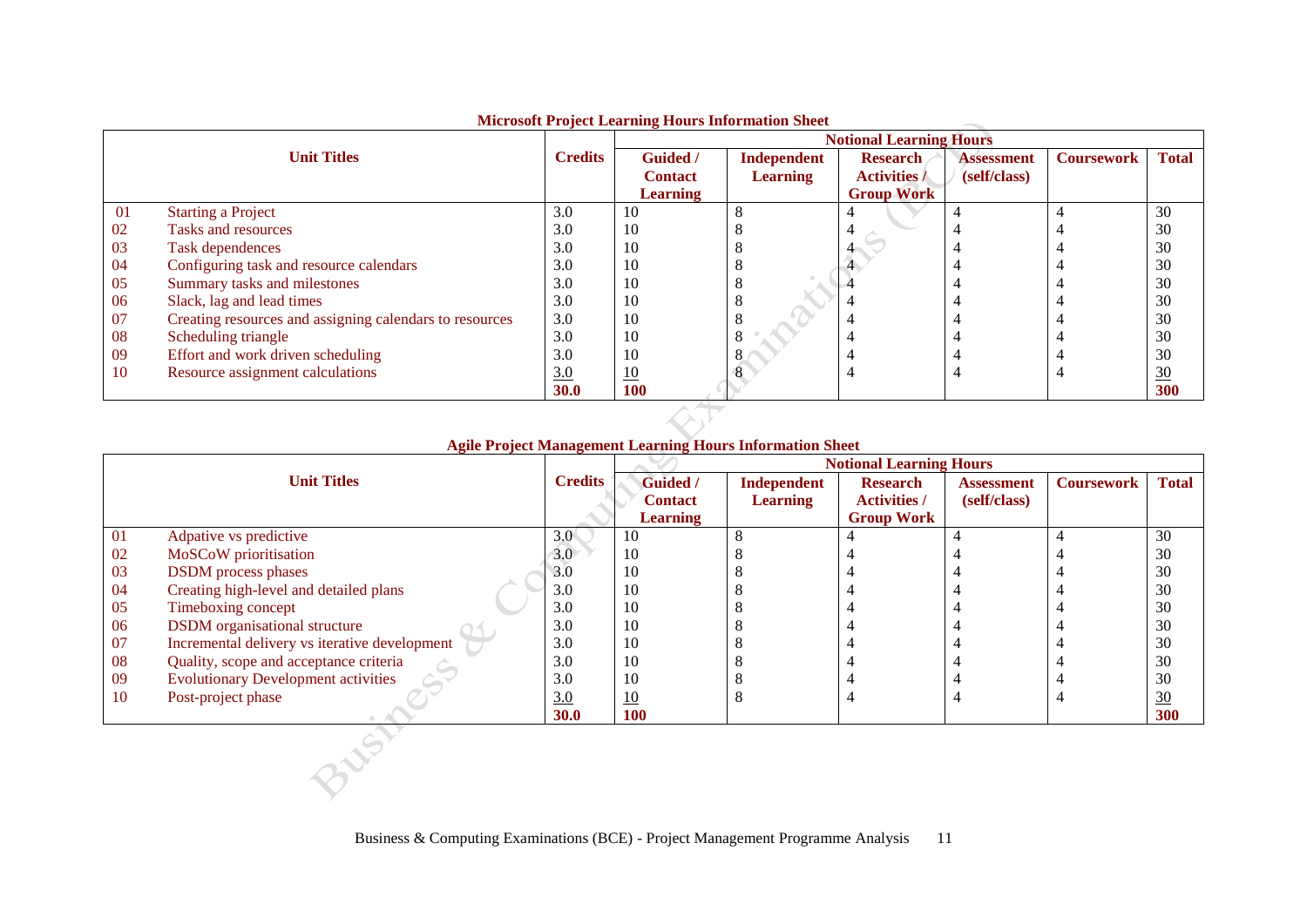**Microsoft Project Learning Hours Information Sheet**

| | Unit Titles | Credits | Notional Learning Hours | | | | | |
|---|---|---|---|---|---|---|---|---|
| | | | **Guided / Contact Learning** | **Independent Learning** | **Research Activities / Group Work** | **Assessment (self/class)** | **Coursework** | **Total** |
| 01 | Starting a Project | 3.0 | 10 | 8 | 4 | 4 | 4 | 30 |
| 02 | Tasks and resources | 3.0 | 10 | 8 | 4 | 4 | 4 | 30 |
| 03 | Task dependences | 3.0 | 10 | 8 | 4 | 4 | 4 | 30 |
| 04 | Configuring task and resource calendars | 3.0 | 10 | 8 | 4 | 4 | 4 | 30 |
| 05 | Summary tasks and milestones | 3.0 | 10 | 8 | 4 | 4 | 4 | 30 |
| 06 | Slack, lag and lead times | 3.0 | 10 | 8 | 4 | 4 | 4 | 30 |
| 07 | Creating resources and assigning calendars to resources | 3.0 | 10 | 8 | 4 | 4 | 4 | 30 |
| 08 | Scheduling triangle | 3.0 | 10 | 8 | 4 | 4 | 4 | 30 |
| 09 | Effort and work driven scheduling | 3.0 | 10 | 8 | 4 | 4 | 4 | 30 |
| 10 | Resource assignment calculations | 3.0 | 10 | 8 | 4 | 4 | 4 | 30 |
| | | **30.0** | **100** | | | | | **300** |

**Agile Project Management Learning Hours Information Sheet**

| | Unit Titles | Credits | Notional Learning Hours | | | | | |
|---|---|---|---|---|---|---|---|---|
| | | | **Guided / Contact Learning** | **Independent Learning** | **Research Activities / Group Work** | **Assessment (self/class)** | **Coursework** | **Total** |
| 01 | Adpative vs predictive | 3.0 | 10 | 8 | 4 | 4 | 4 | 30 |
| 02 | MoSCoW prioritisation | 3.0 | 10 | 8 | 4 | 4 | 4 | 30 |
| 03 | DSDM process phases | 3.0 | 10 | 8 | 4 | 4 | 4 | 30 |
| 04 | Creating high-level and detailed plans | 3.0 | 10 | 8 | 4 | 4 | 4 | 30 |
| 05 | Timeboxing concept | 3.0 | 10 | 8 | 4 | 4 | 4 | 30 |
| 06 | DSDM organisational structure | 3.0 | 10 | 8 | 4 | 4 | 4 | 30 |
| 07 | Incremental delivery vs iterative development | 3.0 | 10 | 8 | 4 | 4 | 4 | 30 |
| 08 | Quality, scope and acceptance criteria | 3.0 | 10 | 8 | 4 | 4 | 4 | 30 |
| 09 | Evolutionary Development activities | 3.0 | 10 | 8 | 4 | 4 | 4 | 30 |
| 10 | Post-project phase | 3.0 | 10 | 8 | 4 | 4 | 4 | 30 |
| | | **30.0** | **100** | | | | | **300** |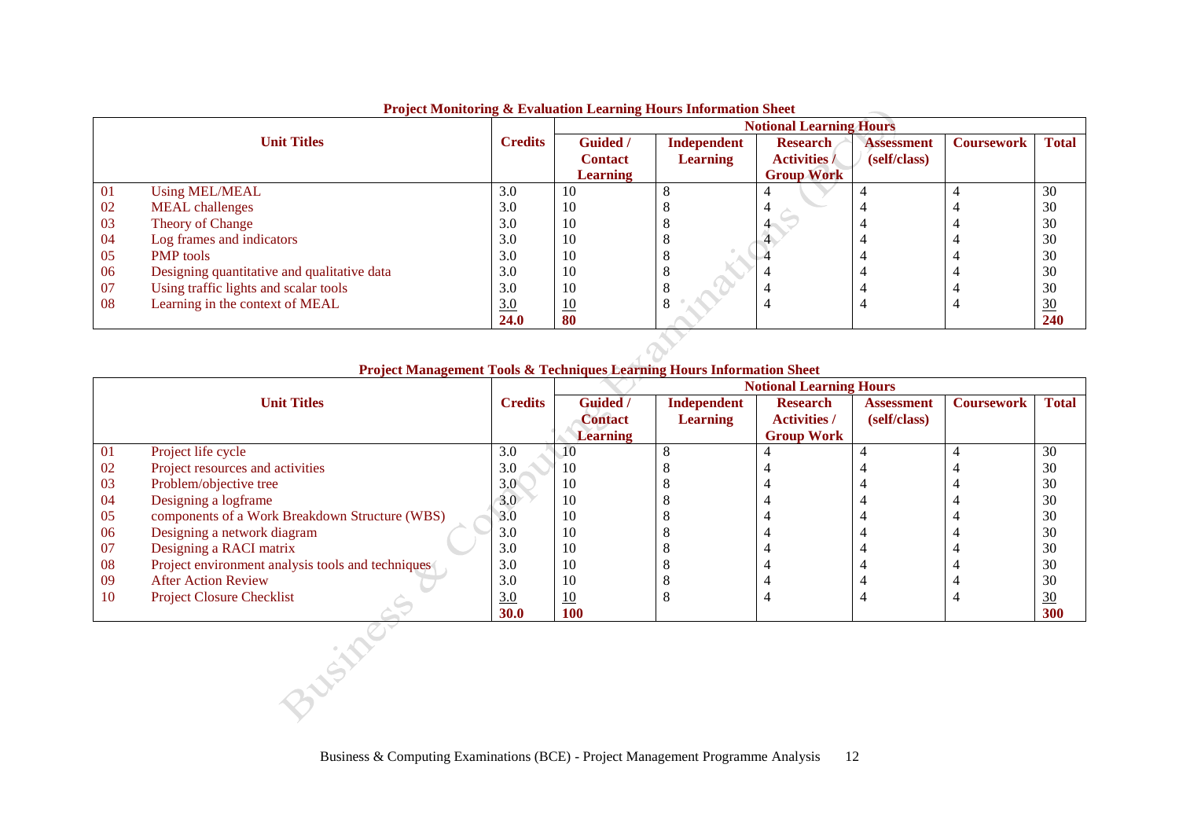**Project Monitoring & Evaluation Learning Hours Information Sheet**

| | Unit Titles | Credits | Notional Learning Hours | | | | | |
|---|---|---|---|---|---|---|---|---|
| | | | Guided / Contact Learning | Independent Learning | Research Activities / Group Work | Assessment (self/class) | Coursework | Total |
| 01 | Using MEL/MEAL | 3.0 | 10 | 8 | 4 | 4 | 4 | 30 |
| 02 | MEAL challenges | 3.0 | 10 | 8 | 4 | 4 | 4 | 30 |
| 03 | Theory of Change | 3.0 | 10 | 8 | 4 | 4 | 4 | 30 |
| 04 | Log frames and indicators | 3.0 | 10 | 8 | 4 | 4 | 4 | 30 |
| 05 | PMP tools | 3.0 | 10 | 8 | 4 | 4 | 4 | 30 |
| 06 | Designing quantitative and qualitative data | 3.0 | 10 | 8 | 4 | 4 | 4 | 30 |
| 07 | Using traffic lights and scalar tools | 3.0 | 10 | 8 | 4 | 4 | 4 | 30 |
| 08 | Learning in the context of MEAL | 3.0 | 10 | 8 | 4 | 4 | 4 | 30 |
| | | **24.0** | **80** | | | | | **240** |

**Project Management Tools & Techniques Learning Hours Information Sheet**

| | Unit Titles | Credits | Notional Learning Hours | | | | | |
|---|---|---|---|---|---|---|---|---|
| | | | Guided / Contact Learning | Independent Learning | Research Activities / Group Work | Assessment (self/class) | Coursework | Total |
| 01 | Project life cycle | 3.0 | 10 | 8 | 4 | 4 | 4 | 30 |
| 02 | Project resources and activities | 3.0 | 10 | 8 | 4 | 4 | 4 | 30 |
| 03 | Problem/objective tree | 3.0 | 10 | 8 | 4 | 4 | 4 | 30 |
| 04 | Designing a logframe | 3.0 | 10 | 8 | 4 | 4 | 4 | 30 |
| 05 | components of a Work Breakdown Structure (WBS) | 3.0 | 10 | 8 | 4 | 4 | 4 | 30 |
| 06 | Designing a network diagram | 3.0 | 10 | 8 | 4 | 4 | 4 | 30 |
| 07 | Designing a RACI matrix | 3.0 | 10 | 8 | 4 | 4 | 4 | 30 |
| 08 | Project environment analysis tools and techniques | 3.0 | 10 | 8 | 4 | 4 | 4 | 30 |
| 09 | After Action Review | 3.0 | 10 | 8 | 4 | 4 | 4 | 30 |
| 10 | Project Closure Checklist | 3.0 | 10 | 8 | 4 | 4 | 4 | 30 |
| | | **30.0** | **100** | | | | | **300** |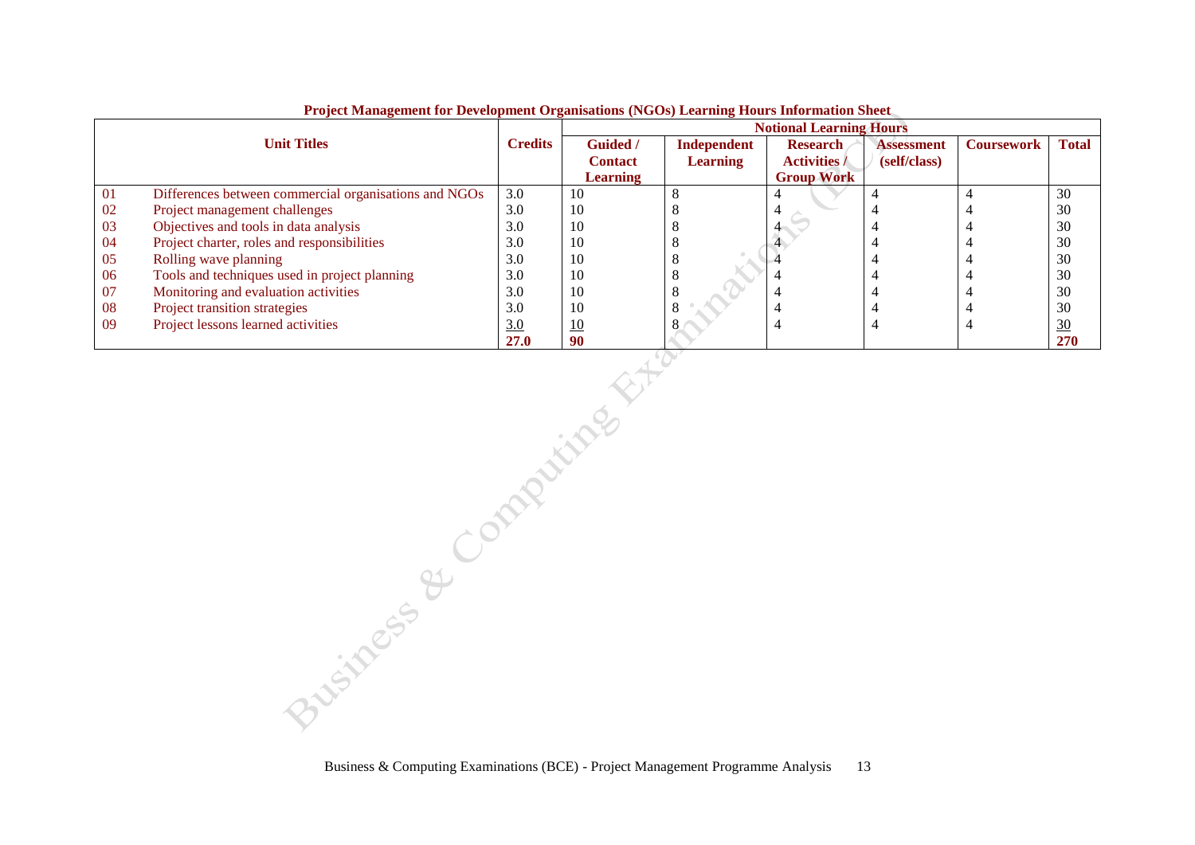**Project Management for Development Organisations (NGOs) Learning Hours Information Sheet**

| Unit Titles | | Credits | Notional Learning Hours | | | | | |
|---|---|---|---|---|---|---|---|---|
| | | | Guided / Contact Learning | Independent Learning | Research Activities / Group Work | Assessment (self/class) | Coursework | Total |
| 01 | Differences between commercial organisations and NGOs | 3.0 | 10 | 8 | 4 | 4 | 4 | 30 |
| 02 | Project management challenges | 3.0 | 10 | 8 | 4 | 4 | 4 | 30 |
| 03 | Objectives and tools in data analysis | 3.0 | 10 | 8 | 4 | 4 | 4 | 30 |
| 04 | Project charter, roles and responsibilities | 3.0 | 10 | 8 | 4 | 4 | 4 | 30 |
| 05 | Rolling wave planning | 3.0 | 10 | 8 | 4 | 4 | 4 | 30 |
| 06 | Tools and techniques used in project planning | 3.0 | 10 | 8 | 4 | 4 | 4 | 30 |
| 07 | Monitoring and evaluation activities | 3.0 | 10 | 8 | 4 | 4 | 4 | 30 |
| 08 | Project transition strategies | 3.0 | 10 | 8 | 4 | 4 | 4 | 30 |
| 09 | Project lessons learned activities | 3.0 | 10 | 8 | 4 | 4 | 4 | 30 |
| | | **27.0** | **90** | | | | | **270** |